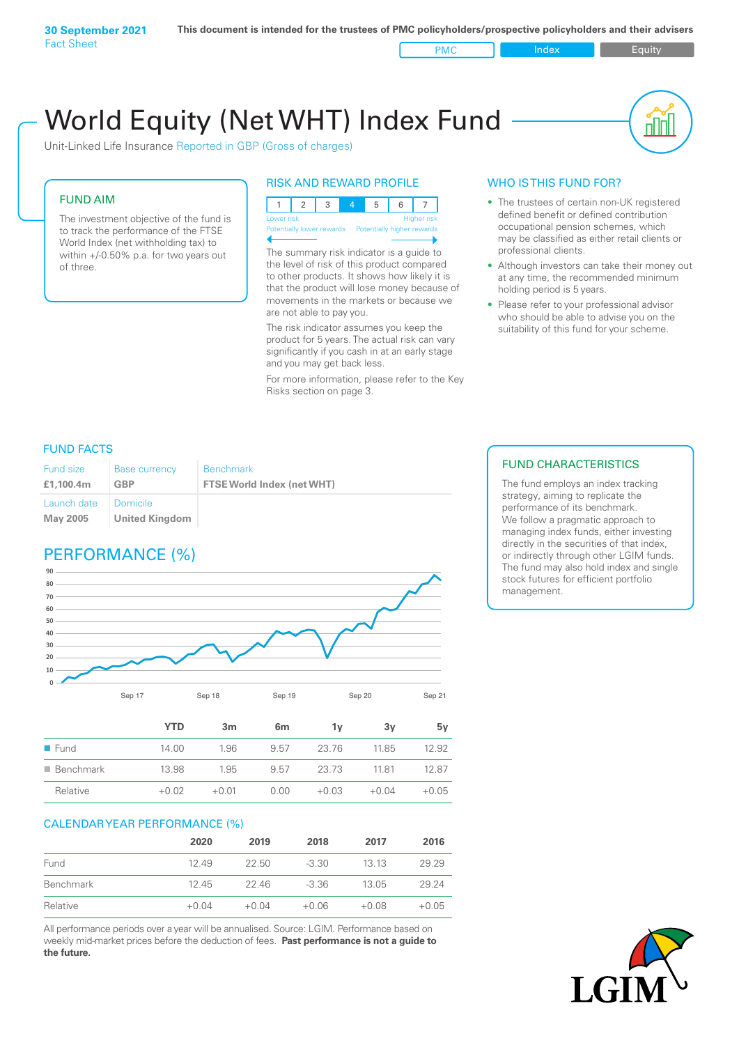**30 September 2021**
Fact Sheet

**This document is intended for the trustees of PMC policyholders/prospective policyholders and their advisers**

PMC | Index | Equity

# World Equity (Net WHT) Index Fund

Unit-Linked Life Insurance Reported in GBP (Gross of charges)

## FUND AIM

The investment objective of the fund is to track the performance of the FTSE World Index (net withholding tax) to within +/-0.50% p.a. for two years out of three.

## RISK AND REWARD PROFILE

| 1 | 2 | 3 | 4 | 5 | 6 | 7 |
|---|---|---|---|---|---|---|

Lower risk — Higher risk
Potentially lower rewards — Potentially higher rewards

The summary risk indicator is a guide to the level of risk of this product compared to other products. It shows how likely it is that the product will lose money because of movements in the markets or because we are not able to pay you.

The risk indicator assumes you keep the product for 5 years. The actual risk can vary significantly if you cash in at an early stage and you may get back less.

For more information, please refer to the Key Risks section on page 3.

## WHO IS THIS FUND FOR?

- The trustees of certain non-UK registered defined benefit or defined contribution occupational pension schemes, which may be classified as either retail clients or professional clients.
- Although investors can take their money out at any time, the recommended minimum holding period is 5 years.
- Please refer to your professional advisor who should be able to advise you on the suitability of this fund for your scheme.

## FUND FACTS

| Fund size | Base currency | Benchmark |
|---|---|---|
| **£1,100.4m** | **GBP** | **FTSE World Index (net WHT)** |
| **Launch date** | **Domicile** | |
| **May 2005** | **United Kingdom** | |

## FUND CHARACTERISTICS

The fund employs an index tracking strategy, aiming to replicate the performance of its benchmark. We follow a pragmatic approach to managing index funds, either investing directly in the securities of that index, or indirectly through other LGIM funds. The fund may also hold index and single stock futures for efficient portfolio management.

## PERFORMANCE (%)

| | YTD | 3m | 6m | 1y | 3y | 5y |
|---|---|---|---|---|---|---|
| Fund | 14.00 | 1.96 | 9.57 | 23.76 | 11.85 | 12.92 |
| Benchmark | 13.98 | 1.95 | 9.57 | 23.73 | 11.81 | 12.87 |
| Relative | +0.02 | +0.01 | 0.00 | +0.03 | +0.04 | +0.05 |

## CALENDAR YEAR PERFORMANCE (%)

| | 2020 | 2019 | 2018 | 2017 | 2016 |
|---|---|---|---|---|---|
| Fund | 12.49 | 22.50 | -3.30 | 13.13 | 29.29 |
| Benchmark | 12.45 | 22.46 | -3.36 | 13.05 | 29.24 |
| Relative | +0.04 | +0.04 | +0.06 | +0.08 | +0.05 |

All performance periods over a year will be annualised. Source: LGIM. Performance based on weekly mid-market prices before the deduction of fees. **Past performance is not a guide to the future.**

LGIM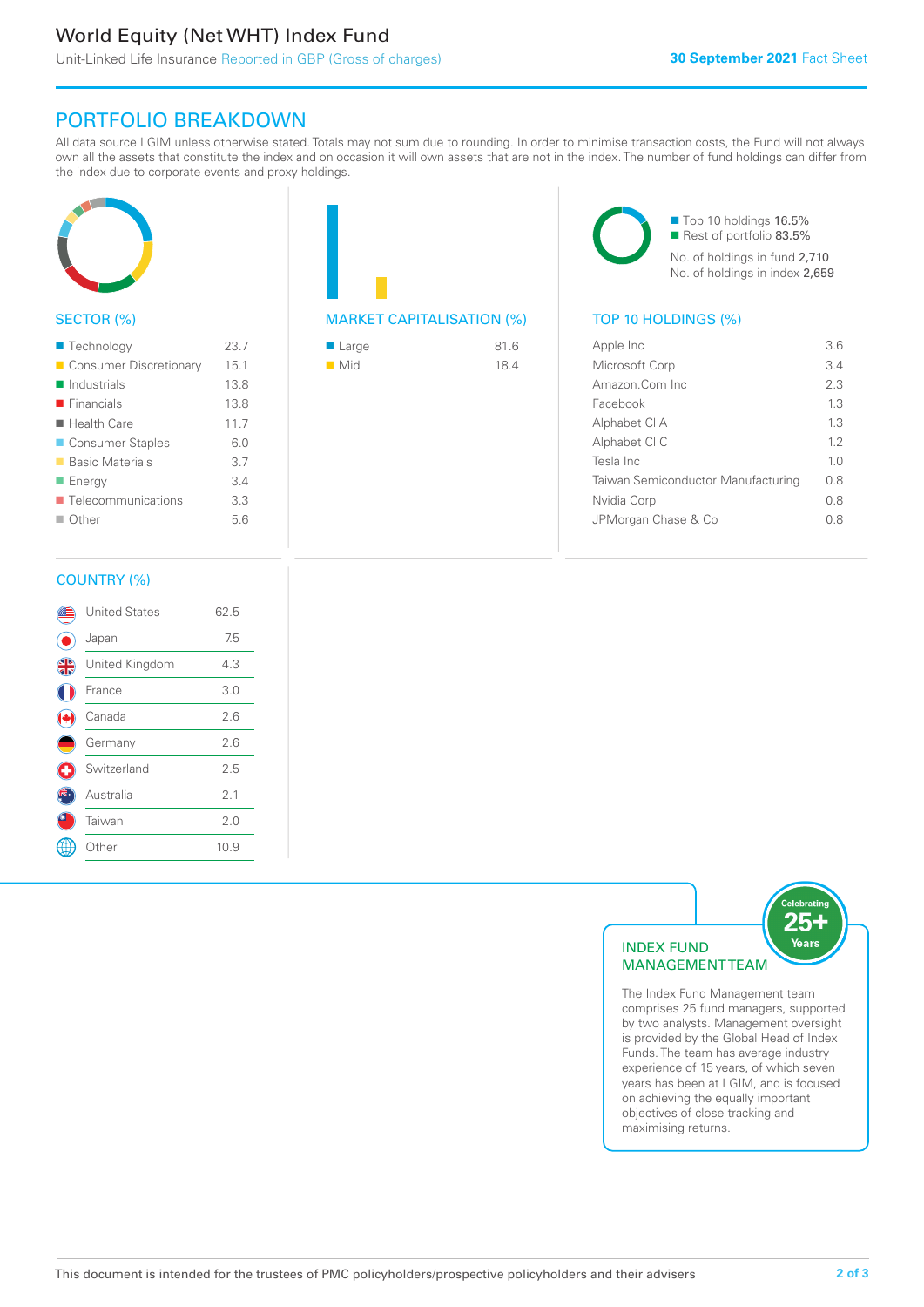# World Equity (Net WHT) Index Fund

Unit-Linked Life Insurance Reported in GBP (Gross of charges)

**30 September 2021** Fact Sheet

## PORTFOLIO BREAKDOWN

All data source LGIM unless otherwise stated. Totals may not sum due to rounding. In order to minimise transaction costs, the Fund will not always own all the assets that constitute the index and on occasion it will own assets that are not in the index. The number of fund holdings can differ from the index due to corporate events and proxy holdings.

### SECTOR (%)

| Sector | % |
|---|---|
| Technology | 23.7 |
| Consumer Discretionary | 15.1 |
| Industrials | 13.8 |
| Financials | 13.8 |
| Health Care | 11.7 |
| Consumer Staples | 6.0 |
| Basic Materials | 3.7 |
| Energy | 3.4 |
| Telecommunications | 3.3 |
| Other | 5.6 |

### MARKET CAPITALISATION (%)

| Market Cap | % |
|---|---|
| Large | 81.6 |
| Mid | 18.4 |

- Top 10 holdings 16.5%
- Rest of portfolio 83.5%

No. of holdings in fund 2,710

No. of holdings in index 2,659

### TOP 10 HOLDINGS (%)

| Holding | % |
|---|---|
| Apple Inc | 3.6 |
| Microsoft Corp | 3.4 |
| Amazon.Com Inc | 2.3 |
| Facebook | 1.3 |
| Alphabet Cl A | 1.3 |
| Alphabet Cl C | 1.2 |
| Tesla Inc | 1.0 |
| Taiwan Semiconductor Manufacturing | 0.8 |
| Nvidia Corp | 0.8 |
| JPMorgan Chase & Co | 0.8 |

### COUNTRY (%)

| Country | % |
|---|---|
| United States | 62.5 |
| Japan | 7.5 |
| United Kingdom | 4.3 |
| France | 3.0 |
| Canada | 2.6 |
| Germany | 2.6 |
| Switzerland | 2.5 |
| Australia | 2.1 |
| Taiwan | 2.0 |
| Other | 10.9 |

### INDEX FUND MANAGEMENT TEAM

Celebrating 25+ Years

The Index Fund Management team comprises 25 fund managers, supported by two analysts. Management oversight is provided by the Global Head of Index Funds. The team has average industry experience of 15 years, of which seven years has been at LGIM, and is focused on achieving the equally important objectives of close tracking and maximising returns.

This document is intended for the trustees of PMC policyholders/prospective policyholders and their advisers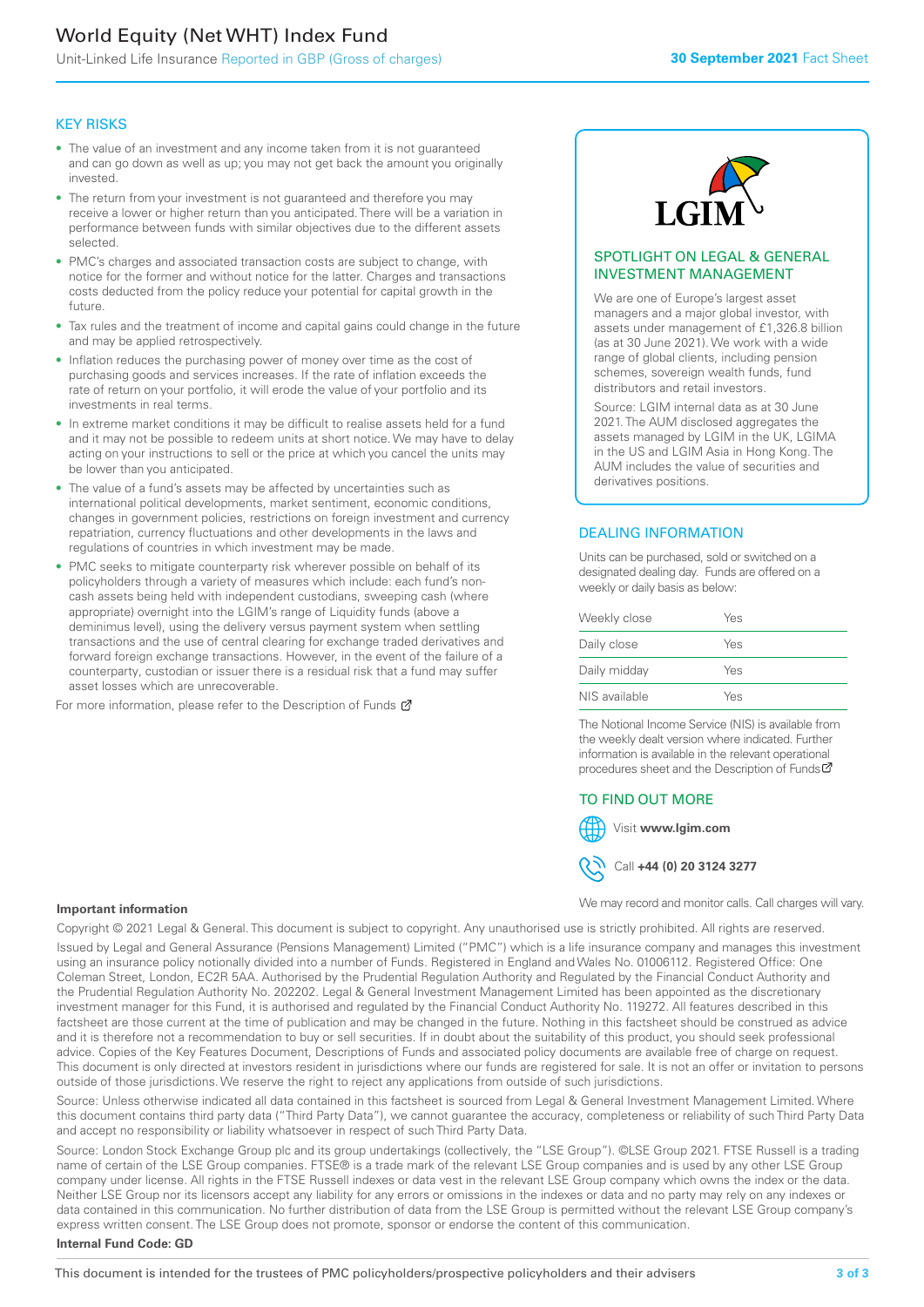# World Equity (Net WHT) Index Fund

Unit-Linked Life Insurance Reported in GBP (Gross of charges)

**30 September 2021** Fact Sheet

## KEY RISKS

- The value of an investment and any income taken from it is not guaranteed and can go down as well as up; you may not get back the amount you originally invested.
- The return from your investment is not guaranteed and therefore you may receive a lower or higher return than you anticipated. There will be a variation in performance between funds with similar objectives due to the different assets selected.
- PMC's charges and associated transaction costs are subject to change, with notice for the former and without notice for the latter. Charges and transactions costs deducted from the policy reduce your potential for capital growth in the future.
- Tax rules and the treatment of income and capital gains could change in the future and may be applied retrospectively.
- Inflation reduces the purchasing power of money over time as the cost of purchasing goods and services increases. If the rate of inflation exceeds the rate of return on your portfolio, it will erode the value of your portfolio and its investments in real terms.
- In extreme market conditions it may be difficult to realise assets held for a fund and it may not be possible to redeem units at short notice. We may have to delay acting on your instructions to sell or the price at which you cancel the units may be lower than you anticipated.
- The value of a fund's assets may be affected by uncertainties such as international political developments, market sentiment, economic conditions, changes in government policies, restrictions on foreign investment and currency repatriation, currency fluctuations and other developments in the laws and regulations of countries in which investment may be made.
- PMC seeks to mitigate counterparty risk wherever possible on behalf of its policyholders through a variety of measures which include: each fund's non-cash assets being held with independent custodians, sweeping cash (where appropriate) overnight into the LGIM's range of Liquidity funds (above a deminimus level), using the delivery versus payment system when settling transactions and the use of central clearing for exchange traded derivatives and forward foreign exchange transactions. However, in the event of the failure of a counterparty, custodian or issuer there is a residual risk that a fund may suffer asset losses which are unrecoverable.

For more information, please refer to the Description of Funds

LGIM

## SPOTLIGHT ON LEGAL & GENERAL INVESTMENT MANAGEMENT

We are one of Europe's largest asset managers and a major global investor, with assets under management of £1,326.8 billion (as at 30 June 2021). We work with a wide range of global clients, including pension schemes, sovereign wealth funds, fund distributors and retail investors.

Source: LGIM internal data as at 30 June 2021. The AUM disclosed aggregates the assets managed by LGIM in the UK, LGIMA in the US and LGIM Asia in Hong Kong. The AUM includes the value of securities and derivatives positions.

## DEALING INFORMATION

Units can be purchased, sold or switched on a designated dealing day. Funds are offered on a weekly or daily basis as below:

| | |
|---|---|
| Weekly close | Yes |
| Daily close | Yes |
| Daily midday | Yes |
| NIS available | Yes |

The Notional Income Service (NIS) is available from the weekly dealt version where indicated. Further information is available in the relevant operational procedures sheet and the Description of Funds

## TO FIND OUT MORE

Visit **www.lgim.com**

Call **+44 (0) 20 3124 3277**

We may record and monitor calls. Call charges will vary.

**Important information**

Copyright © 2021 Legal & General. This document is subject to copyright. Any unauthorised use is strictly prohibited. All rights are reserved.

Issued by Legal and General Assurance (Pensions Management) Limited ("PMC") which is a life insurance company and manages this investment using an insurance policy notionally divided into a number of Funds. Registered in England and Wales No. 01006112. Registered Office: One Coleman Street, London, EC2R 5AA. Authorised by the Prudential Regulation Authority and Regulated by the Financial Conduct Authority and the Prudential Regulation Authority No. 202202. Legal & General Investment Management Limited has been appointed as the discretionary investment manager for this Fund, it is authorised and regulated by the Financial Conduct Authority No. 119272. All features described in this factsheet are those current at the time of publication and may be changed in the future. Nothing in this factsheet should be construed as advice and it is therefore not a recommendation to buy or sell securities. If in doubt about the suitability of this product, you should seek professional advice. Copies of the Key Features Document, Descriptions of Funds and associated policy documents are available free of charge on request. This document is only directed at investors resident in jurisdictions where our funds are registered for sale. It is not an offer or invitation to persons outside of those jurisdictions. We reserve the right to reject any applications from outside of such jurisdictions.

Source: Unless otherwise indicated all data contained in this factsheet is sourced from Legal & General Investment Management Limited. Where this document contains third party data ("Third Party Data"), we cannot guarantee the accuracy, completeness or reliability of such Third Party Data and accept no responsibility or liability whatsoever in respect of such Third Party Data.

Source: London Stock Exchange Group plc and its group undertakings (collectively, the "LSE Group"). ©LSE Group 2021. FTSE Russell is a trading name of certain of the LSE Group companies. FTSE® is a trade mark of the relevant LSE Group companies and is used by any other LSE Group company under license. All rights in the FTSE Russell indexes or data vest in the relevant LSE Group company which owns the index or the data. Neither LSE Group nor its licensors accept any liability for any errors or omissions in the indexes or data and no party may rely on any indexes or data contained in this communication. No further distribution of data from the LSE Group is permitted without the relevant LSE Group company's express written consent. The LSE Group does not promote, sponsor or endorse the content of this communication.

**Internal Fund Code: GD**

This document is intended for the trustees of PMC policyholders/prospective policyholders and their advisers